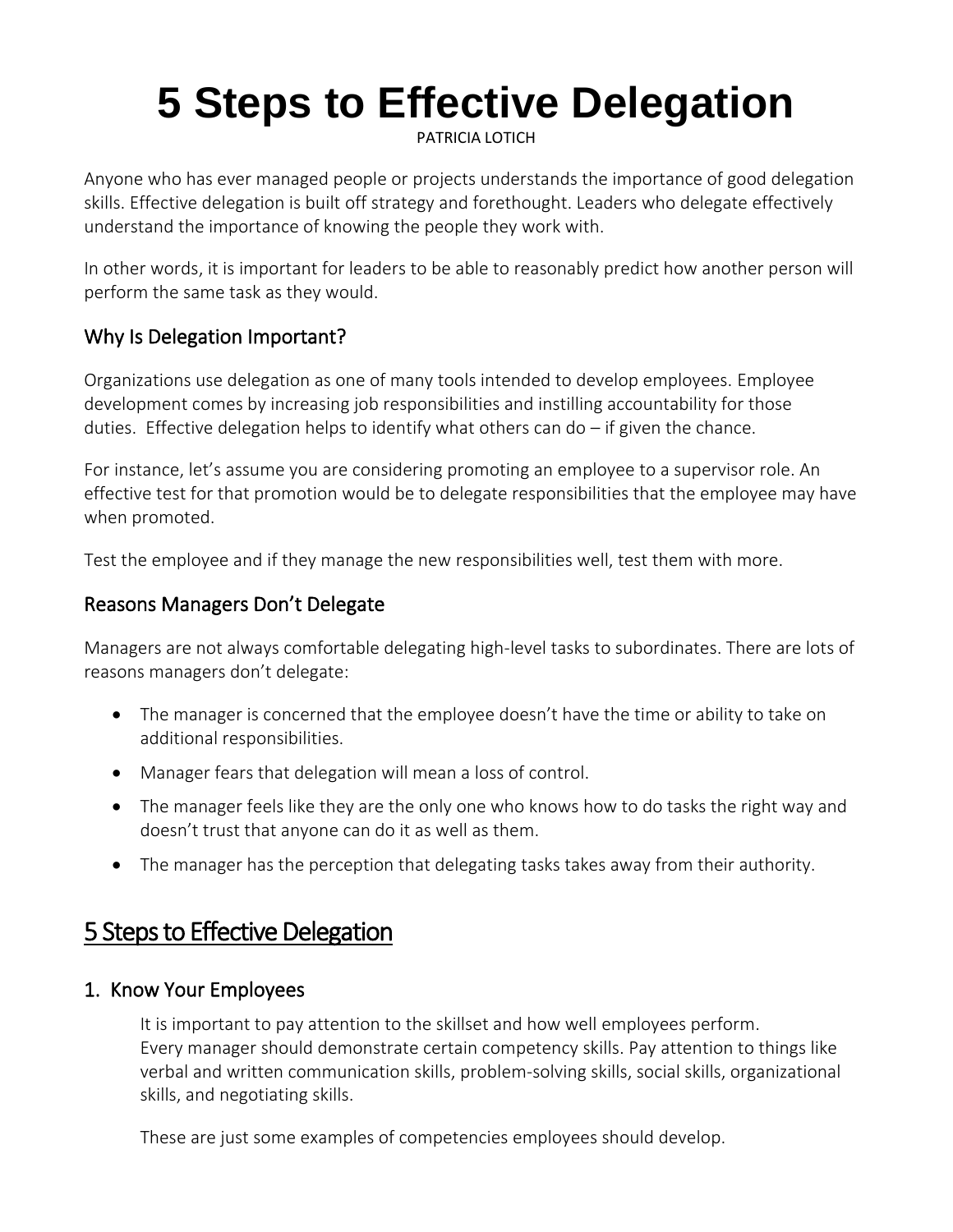# 5 Steps to Effective Delegation

PATRICIA LOTICH

Anyone who has ever managed people or projects understands the importance of good delegation skills. Effective delegation is built off strategy and forethought. Leaders who delegate effectively understand the importance of knowing the people they work with.

In other words, it is important for leaders to be able to reasonably predict how another person will perform the same task as they would.

### Why Is Delegation Important?

Organizations use delegation as one of many tools intended to develop employees. Employee development comes by increasing job responsibilities and instilling accountability for those duties. Effective delegation helps to identify what others can do – if given the chance.

For instance, let's assume you are considering promoting an employee to a supervisor role. An effective test for that promotion would be to delegate responsibilities that the employee may have when promoted.

Test the employee and if they manage the new responsibilities well, test them with more.

### Reasons Managers Don't Delegate

Managers are not always comfortable delegating high-level tasks to subordinates. There are lots of reasons managers don't delegate:

- The manager is concerned that the employee doesn't have the time or ability to take on additional responsibilities.
- Manager fears that delegation will mean a loss of control.
- The manager feels like they are the only one who knows how to do tasks the right way and doesn't trust that anyone can do it as well as them.
- The manager has the perception that delegating tasks takes away from their authority.

## 5 Steps to Effective Delegation

### 1. Know Your Employees

It is important to pay attention to the skillset and how well employees perform. Every manager should demonstrate certain competency skills. Pay attention to things like verbal and written communication skills, problem-solving skills, social skills, organizational skills, and negotiating skills.

These are just some examples of competencies employees should develop.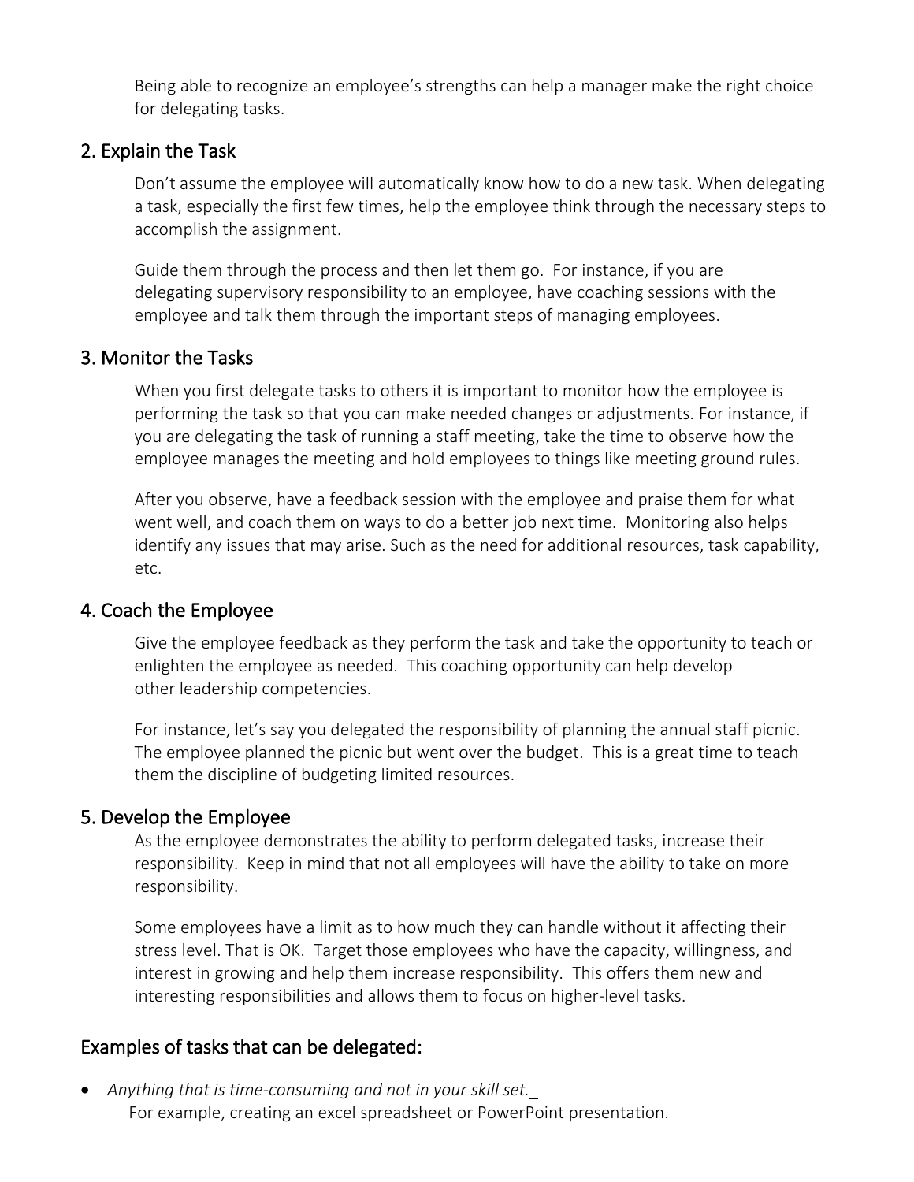Being able to recognize an employee's strengths can help a manager make the right choice for delegating tasks.

## 2. Explain the Task

Don't assume the employee will automatically know how to do a new task. When delegating a task, especially the first few times, help the employee think through the necessary steps to accomplish the assignment.

Guide them through the process and then let them go. For instance, if you are delegating supervisory responsibility to an employee, have coaching sessions with the employee and talk them through the important steps of managing employees.

## 3. Monitor the Tasks

When you first delegate tasks to others it is important to monitor how the employee is performing the task so that you can make needed changes or adjustments. For instance, if you are delegating the task of running a staff meeting, take the time to observe how the employee manages the meeting and hold employees to things like meeting ground rules.

After you observe, have a feedback session with the employee and praise them for what went well, and coach them on ways to do a better job next time. Monitoring also helps identify any issues that may arise. Such as the need for additional resources, task capability, etc.

## 4. Coach the Employee

Give the employee feedback as they perform the task and take the opportunity to teach or enlighten the employee as needed. This coaching opportunity can help develop other leadership competencies.

For instance, let's say you delegated the responsibility of planning the annual staff picnic. The employee planned the picnic but went over the budget. This is a great time to teach them the discipline of budgeting limited resources.

## 5. Develop the Employee

As the employee demonstrates the ability to perform delegated tasks, increase their responsibility. Keep in mind that not all employees will have the ability to take on more responsibility.

Some employees have a limit as to how much they can handle without it affecting their stress level. That is OK. Target those employees who have the capacity, willingness, and interest in growing and help them increase responsibility. This offers them new and interesting responsibilities and allows them to focus on higher-level tasks.

## Examples of tasks that can be delegated:

- *Anything that is time-consuming and not in your skill set.*
  For example, creating an excel spreadsheet or PowerPoint presentation.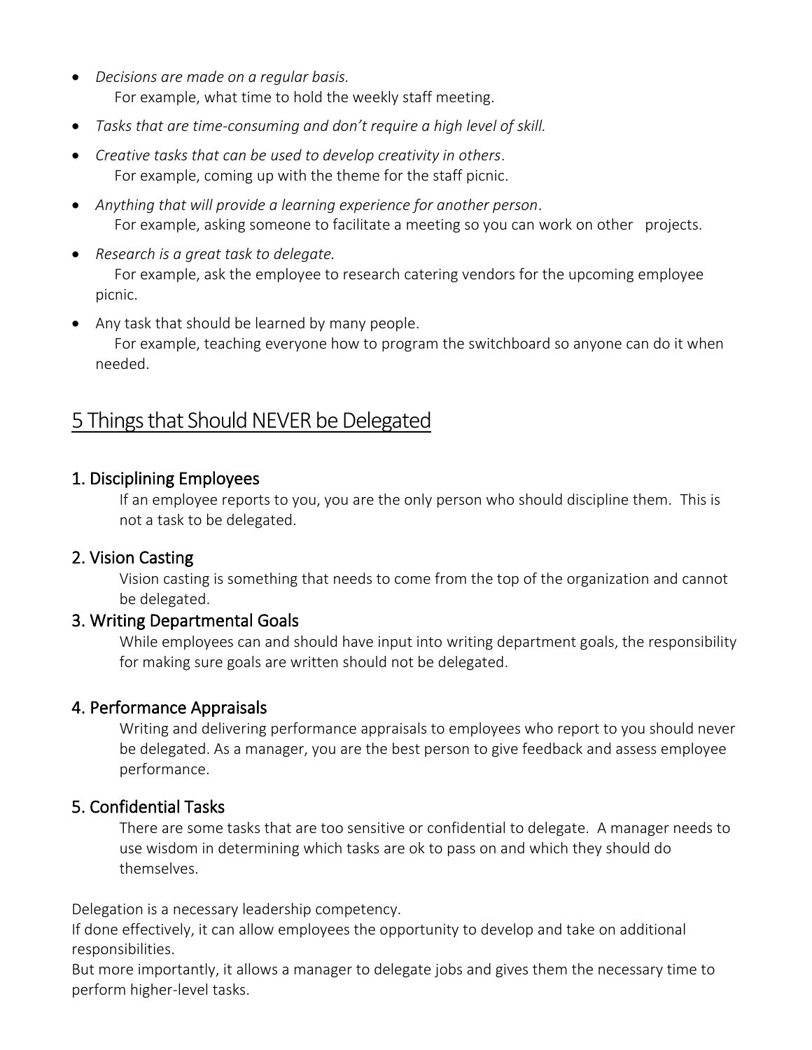- *Decisions are made on a regular basis.*
  For example, what time to hold the weekly staff meeting.
- *Tasks that are time-consuming and don't require a high level of skill.*
- *Creative tasks that can be used to develop creativity in others*.
  For example, coming up with the theme for the staff picnic.
- *Anything that will provide a learning experience for another person*.
  For example, asking someone to facilitate a meeting so you can work on other projects.
- *Research is a great task to delegate.*
  For example, ask the employee to research catering vendors for the upcoming employee picnic.
- Any task that should be learned by many people.
  For example, teaching everyone how to program the switchboard so anyone can do it when needed.

## 5 Things that Should NEVER be Delegated

### 1. Disciplining Employees

If an employee reports to you, you are the only person who should discipline them. This is not a task to be delegated.

### 2. Vision Casting

Vision casting is something that needs to come from the top of the organization and cannot be delegated.

### 3. Writing Departmental Goals

While employees can and should have input into writing department goals, the responsibility for making sure goals are written should not be delegated.

### 4. Performance Appraisals

Writing and delivering performance appraisals to employees who report to you should never be delegated. As a manager, you are the best person to give feedback and assess employee performance.

### 5. Confidential Tasks

There are some tasks that are too sensitive or confidential to delegate. A manager needs to use wisdom in determining which tasks are ok to pass on and which they should do themselves.

Delegation is a necessary leadership competency.
If done effectively, it can allow employees the opportunity to develop and take on additional responsibilities.
But more importantly, it allows a manager to delegate jobs and gives them the necessary time to perform higher-level tasks.